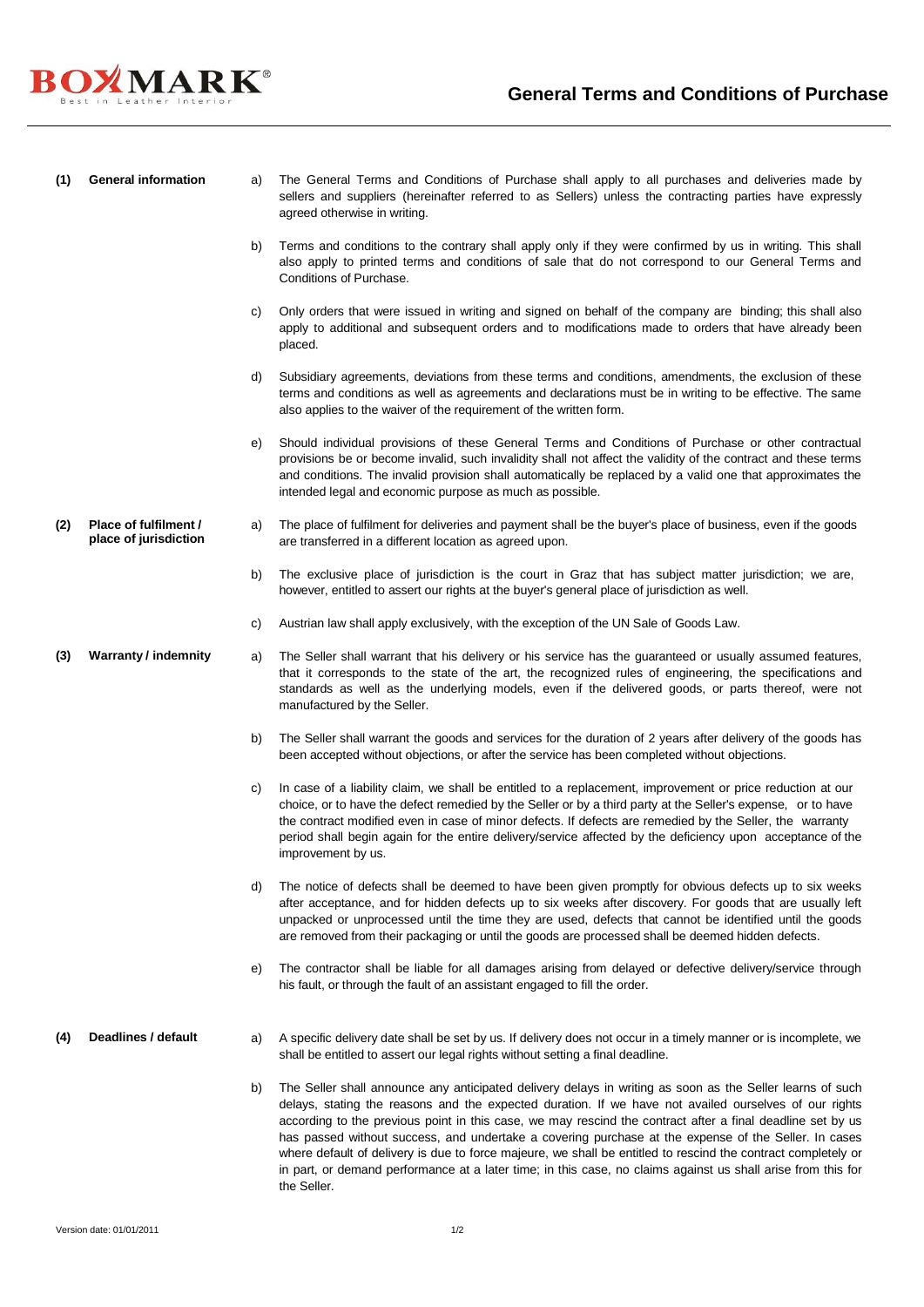BOXMARK® Best in Leather Interior

# General Terms and Conditions of Purchase

## (1) General information

a) The General Terms and Conditions of Purchase shall apply to all purchases and deliveries made by sellers and suppliers (hereinafter referred to as Sellers) unless the contracting parties have expressly agreed otherwise in writing.

b) Terms and conditions to the contrary shall apply only if they were confirmed by us in writing. This shall also apply to printed terms and conditions of sale that do not correspond to our General Terms and Conditions of Purchase.

c) Only orders that were issued in writing and signed on behalf of the company are binding; this shall also apply to additional and subsequent orders and to modifications made to orders that have already been placed.

d) Subsidiary agreements, deviations from these terms and conditions, amendments, the exclusion of these terms and conditions as well as agreements and declarations must be in writing to be effective. The same also applies to the waiver of the requirement of the written form.

e) Should individual provisions of these General Terms and Conditions of Purchase or other contractual provisions be or become invalid, such invalidity shall not affect the validity of the contract and these terms and conditions. The invalid provision shall automatically be replaced by a valid one that approximates the intended legal and economic purpose as much as possible.

## (2) Place of fulfilment / place of jurisdiction

a) The place of fulfilment for deliveries and payment shall be the buyer's place of business, even if the goods are transferred in a different location as agreed upon.

b) The exclusive place of jurisdiction is the court in Graz that has subject matter jurisdiction; we are, however, entitled to assert our rights at the buyer's general place of jurisdiction as well.

c) Austrian law shall apply exclusively, with the exception of the UN Sale of Goods Law.

## (3) Warranty / indemnity

a) The Seller shall warrant that his delivery or his service has the guaranteed or usually assumed features, that it corresponds to the state of the art, the recognized rules of engineering, the specifications and standards as well as the underlying models, even if the delivered goods, or parts thereof, were not manufactured by the Seller.

b) The Seller shall warrant the goods and services for the duration of 2 years after delivery of the goods has been accepted without objections, or after the service has been completed without objections.

c) In case of a liability claim, we shall be entitled to a replacement, improvement or price reduction at our choice, or to have the defect remedied by the Seller or by a third party at the Seller's expense, or to have the contract modified even in case of minor defects. If defects are remedied by the Seller, the warranty period shall begin again for the entire delivery/service affected by the deficiency upon acceptance of the improvement by us.

d) The notice of defects shall be deemed to have been given promptly for obvious defects up to six weeks after acceptance, and for hidden defects up to six weeks after discovery. For goods that are usually left unpacked or unprocessed until the time they are used, defects that cannot be identified until the goods are removed from their packaging or until the goods are processed shall be deemed hidden defects.

e) The contractor shall be liable for all damages arising from delayed or defective delivery/service through his fault, or through the fault of an assistant engaged to fill the order.

## (4) Deadlines / default

a) A specific delivery date shall be set by us. If delivery does not occur in a timely manner or is incomplete, we shall be entitled to assert our legal rights without setting a final deadline.

b) The Seller shall announce any anticipated delivery delays in writing as soon as the Seller learns of such delays, stating the reasons and the expected duration. If we have not availed ourselves of our rights according to the previous point in this case, we may rescind the contract after a final deadline set by us has passed without success, and undertake a covering purchase at the expense of the Seller. In cases where default of delivery is due to force majeure, we shall be entitled to rescind the contract completely or in part, or demand performance at a later time; in this case, no claims against us shall arise from this for the Seller.

Version date: 01/01/2011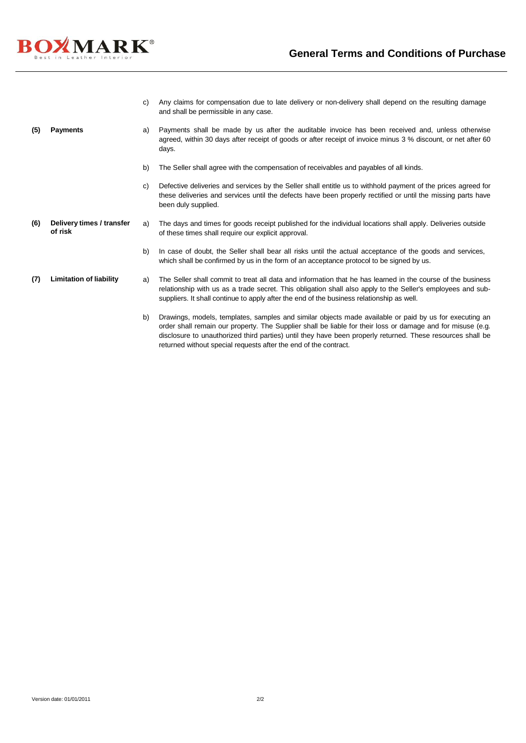c) Any claims for compensation due to late delivery or non-delivery shall depend on the resulting damage and shall be permissible in any case.

**(5) Payments**

a) Payments shall be made by us after the auditable invoice has been received and, unless otherwise agreed, within 30 days after receipt of goods or after receipt of invoice minus 3 % discount, or net after 60 days.

b) The Seller shall agree with the compensation of receivables and payables of all kinds.

c) Defective deliveries and services by the Seller shall entitle us to withhold payment of the prices agreed for these deliveries and services until the defects have been properly rectified or until the missing parts have been duly supplied.

**(6) Delivery times / transfer of risk**

a) The days and times for goods receipt published for the individual locations shall apply. Deliveries outside of these times shall require our explicit approval.

b) In case of doubt, the Seller shall bear all risks until the actual acceptance of the goods and services, which shall be confirmed by us in the form of an acceptance protocol to be signed by us.

**(7) Limitation of liability**

a) The Seller shall commit to treat all data and information that he has learned in the course of the business relationship with us as a trade secret. This obligation shall also apply to the Seller's employees and sub-suppliers. It shall continue to apply after the end of the business relationship as well.

b) Drawings, models, templates, samples and similar objects made available or paid by us for executing an order shall remain our property. The Supplier shall be liable for their loss or damage and for misuse (e.g. disclosure to unauthorized third parties) until they have been properly returned. These resources shall be returned without special requests after the end of the contract.

Version date: 01/01/2011